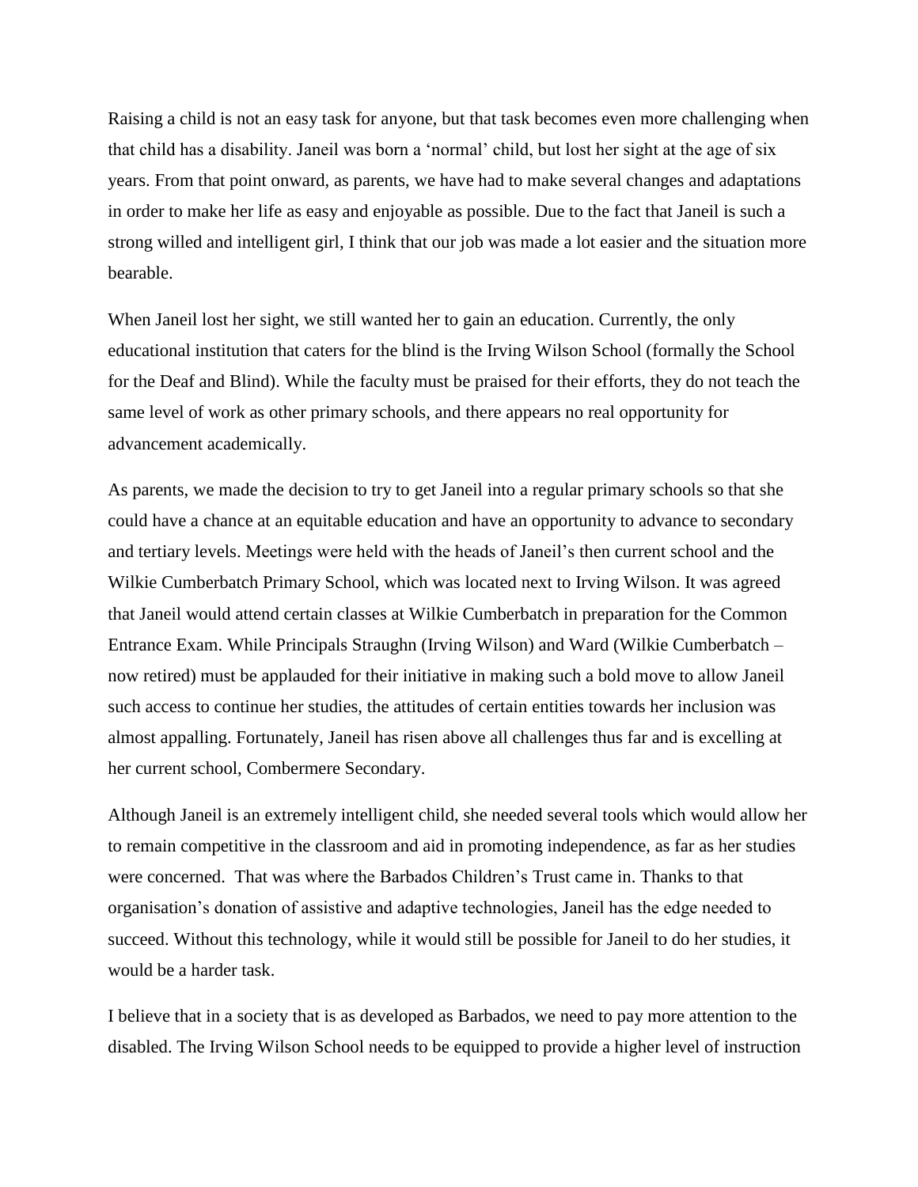Raising a child is not an easy task for anyone, but that task becomes even more challenging when that child has a disability. Janeil was born a 'normal' child, but lost her sight at the age of six years. From that point onward, as parents, we have had to make several changes and adaptations in order to make her life as easy and enjoyable as possible. Due to the fact that Janeil is such a strong willed and intelligent girl, I think that our job was made a lot easier and the situation more bearable.

When Janeil lost her sight, we still wanted her to gain an education. Currently, the only educational institution that caters for the blind is the Irving Wilson School (formally the School for the Deaf and Blind). While the faculty must be praised for their efforts, they do not teach the same level of work as other primary schools, and there appears no real opportunity for advancement academically.

As parents, we made the decision to try to get Janeil into a regular primary schools so that she could have a chance at an equitable education and have an opportunity to advance to secondary and tertiary levels. Meetings were held with the heads of Janeil's then current school and the Wilkie Cumberbatch Primary School, which was located next to Irving Wilson. It was agreed that Janeil would attend certain classes at Wilkie Cumberbatch in preparation for the Common Entrance Exam. While Principals Straughn (Irving Wilson) and Ward (Wilkie Cumberbatch – now retired) must be applauded for their initiative in making such a bold move to allow Janeil such access to continue her studies, the attitudes of certain entities towards her inclusion was almost appalling. Fortunately, Janeil has risen above all challenges thus far and is excelling at her current school, Combermere Secondary.

Although Janeil is an extremely intelligent child, she needed several tools which would allow her to remain competitive in the classroom and aid in promoting independence, as far as her studies were concerned. That was where the Barbados Children's Trust came in. Thanks to that organisation's donation of assistive and adaptive technologies, Janeil has the edge needed to succeed. Without this technology, while it would still be possible for Janeil to do her studies, it would be a harder task.

I believe that in a society that is as developed as Barbados, we need to pay more attention to the disabled. The Irving Wilson School needs to be equipped to provide a higher level of instruction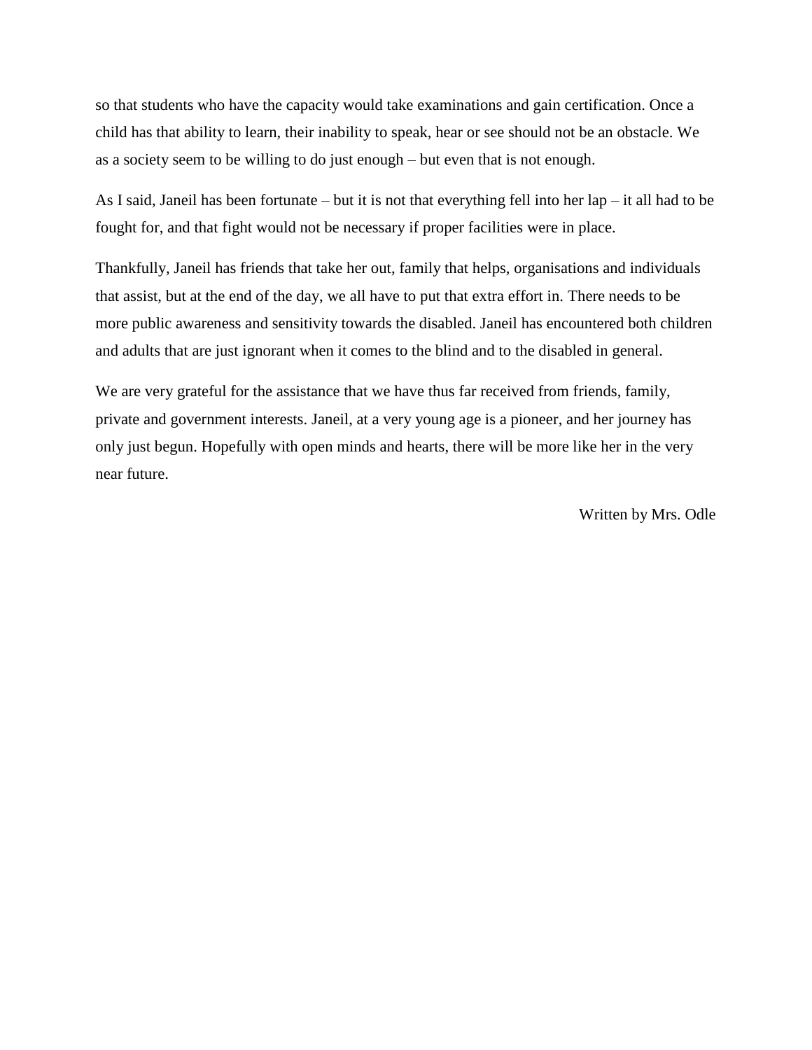so that students who have the capacity would take examinations and gain certification. Once a child has that ability to learn, their inability to speak, hear or see should not be an obstacle. We as a society seem to be willing to do just enough – but even that is not enough.

As I said, Janeil has been fortunate – but it is not that everything fell into her lap – it all had to be fought for, and that fight would not be necessary if proper facilities were in place.

Thankfully, Janeil has friends that take her out, family that helps, organisations and individuals that assist, but at the end of the day, we all have to put that extra effort in. There needs to be more public awareness and sensitivity towards the disabled. Janeil has encountered both children and adults that are just ignorant when it comes to the blind and to the disabled in general.

We are very grateful for the assistance that we have thus far received from friends, family, private and government interests. Janeil, at a very young age is a pioneer, and her journey has only just begun. Hopefully with open minds and hearts, there will be more like her in the very near future.

Written by Mrs. Odle